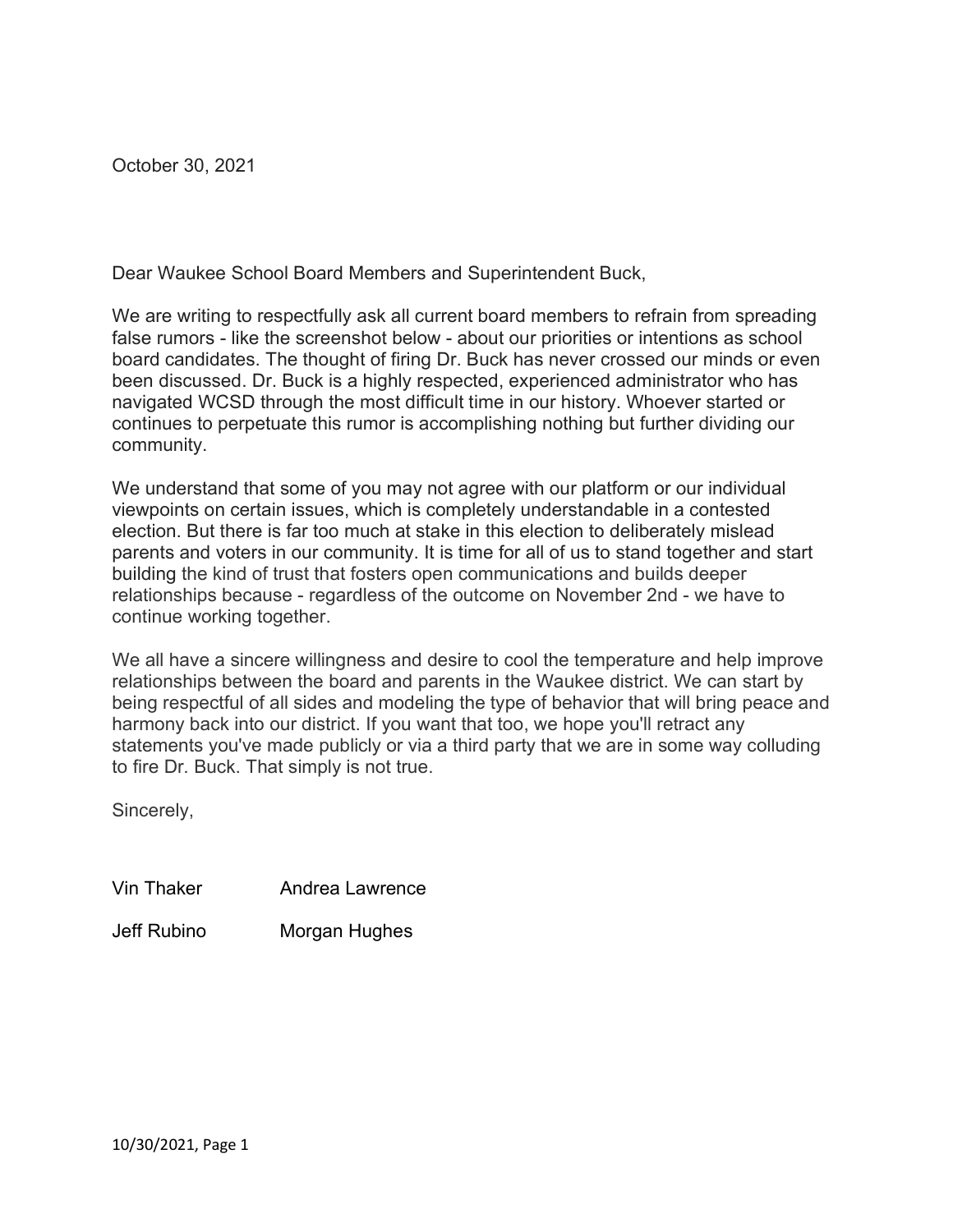October 30, 2021

Dear Waukee School Board Members and Superintendent Buck,

We are writing to respectfully ask all current board members to refrain from spreading false rumors - like the screenshot below - about our priorities or intentions as school board candidates. The thought of firing Dr. Buck has never crossed our minds or even been discussed. Dr. Buck is a highly respected, experienced administrator who has navigated WCSD through the most difficult time in our history. Whoever started or continues to perpetuate this rumor is accomplishing nothing but further dividing our community.

We understand that some of you may not agree with our platform or our individual viewpoints on certain issues, which is completely understandable in a contested election. But there is far too much at stake in this election to deliberately mislead parents and voters in our community. It is time for all of us to stand together and start building the kind of trust that fosters open communications and builds deeper relationships because - regardless of the outcome on November 2nd - we have to continue working together.

We all have a sincere willingness and desire to cool the temperature and help improve relationships between the board and parents in the Waukee district. We can start by being respectful of all sides and modeling the type of behavior that will bring peace and harmony back into our district. If you want that too, we hope you'll retract any statements you've made publicly or via a third party that we are in some way colluding to fire Dr. Buck. That simply is not true.

Sincerely,

Vin Thaker Andrea Lawrence

Jeff Rubino Morgan Hughes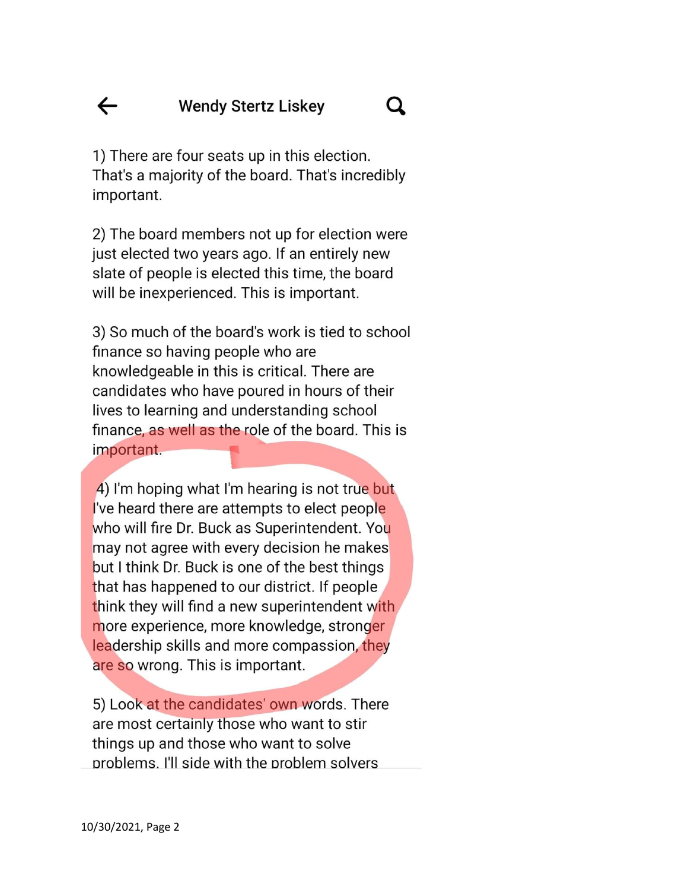Wendy Stertz Liskey

1) There are four seats up in this election. That's a majority of the board. That's incredibly important.

2) The board members not up for election were just elected two years ago. If an entirely new slate of people is elected this time, the board will be inexperienced. This is important.

3) So much of the board's work is tied to school finance so having people who are knowledgeable in this is critical. There are candidates who have poured in hours of their lives to learning and understanding school finance, as well as the role of the board. This is important.

4) I'm hoping what I'm hearing is not true but I've heard there are attempts to elect people who will fire Dr. Buck as Superintendent. You may not agree with every decision he makes but I think Dr. Buck is one of the best things that has happened to our district. If people think they will find a new superintendent with more experience, more knowledge, stronger leadership skills and more compassion, they are so wrong. This is important.

5) Look at the candidates' own words. There are most certainly those who want to stir things up and those who want to solve problems. I'll side with the problem solvers

10/30/2021, Page 2